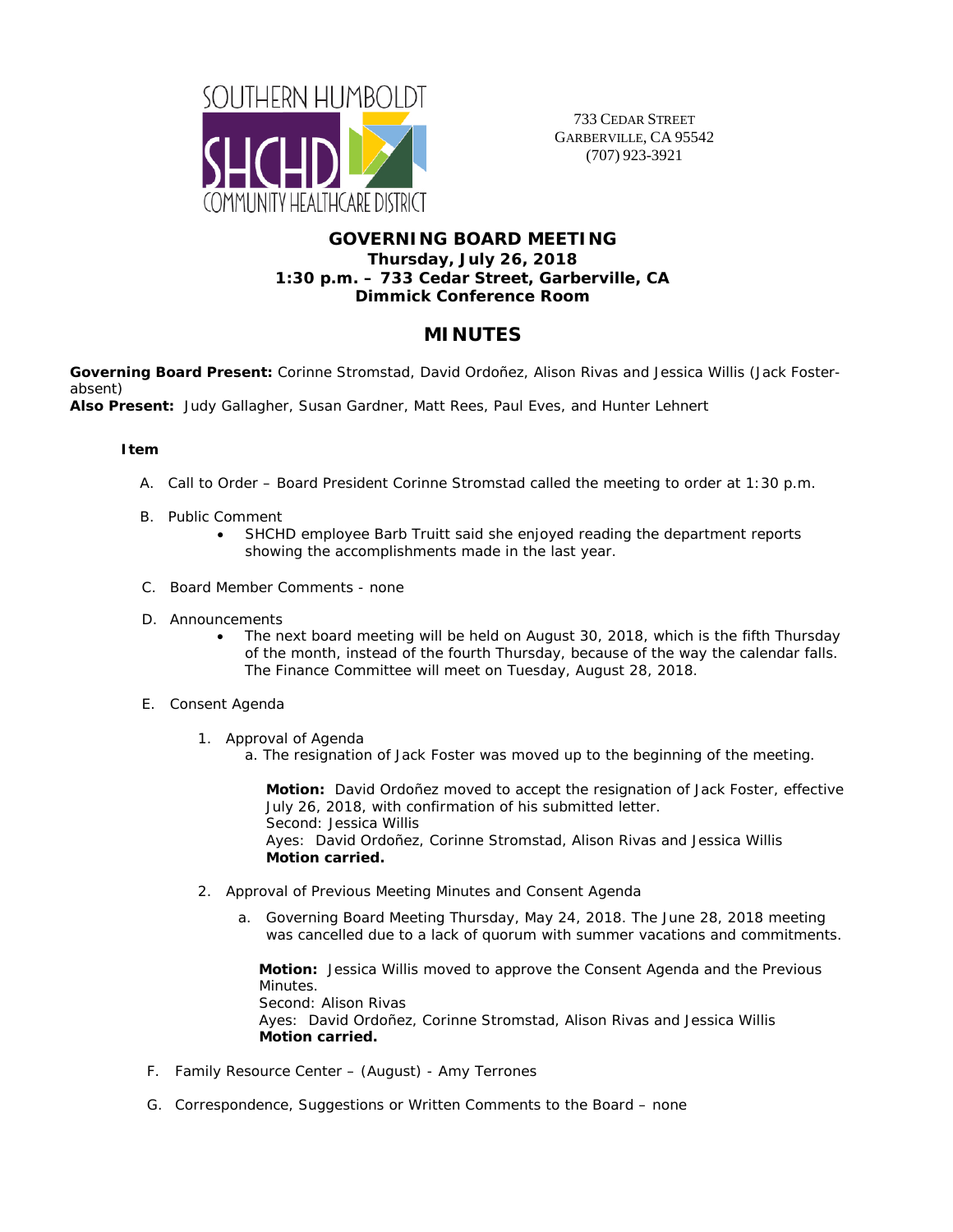SOUTHERN HUMBOLDT
SHCHD
COMMUNITY HEALTHCARE DISTRICT

733 CEDAR STREET
GARBERVILLE, CA 95542
(707) 923-3921

## GOVERNING BOARD MEETING
**Thursday, July 26, 2018**
**1:30 p.m. – 733 Cedar Street, Garberville, CA**
**Dimmick Conference Room**

# MINUTES

**Governing Board Present:** Corinne Stromstad, David Ordoñez, Alison Rivas and Jessica Willis (Jack Foster-absent)
**Also Present:** Judy Gallagher, Susan Gardner, Matt Rees, Paul Eves, and Hunter Lehnert

**Item**

A. Call to Order – Board President Corinne Stromstad called the meeting to order at 1:30 p.m.

B. Public Comment
   - SHCHD employee Barb Truitt said she enjoyed reading the department reports showing the accomplishments made in the last year.

C. Board Member Comments - none

D. Announcements
   - The next board meeting will be held on August 30, 2018, which is the fifth Thursday of the month, instead of the fourth Thursday, because of the way the calendar falls. The Finance Committee will meet on Tuesday, August 28, 2018.

E. Consent Agenda

   1. Approval of Agenda
      a. The resignation of Jack Foster was moved up to the beginning of the meeting.

      **Motion:** David Ordoñez moved to accept the resignation of Jack Foster, effective July 26, 2018, with confirmation of his submitted letter.
      Second: Jessica Willis
      Ayes: David Ordoñez, Corinne Stromstad, Alison Rivas and Jessica Willis
      **Motion carried.**

   2. Approval of Previous Meeting Minutes and Consent Agenda

      a. Governing Board Meeting Thursday, May 24, 2018. The June 28, 2018 meeting was cancelled due to a lack of quorum with summer vacations and commitments.

      **Motion:** Jessica Willis moved to approve the Consent Agenda and the Previous Minutes.
      Second: Alison Rivas
      Ayes: David Ordoñez, Corinne Stromstad, Alison Rivas and Jessica Willis
      **Motion carried.**

F. Family Resource Center – (August) - Amy Terrones

G. Correspondence, Suggestions or Written Comments to the Board – none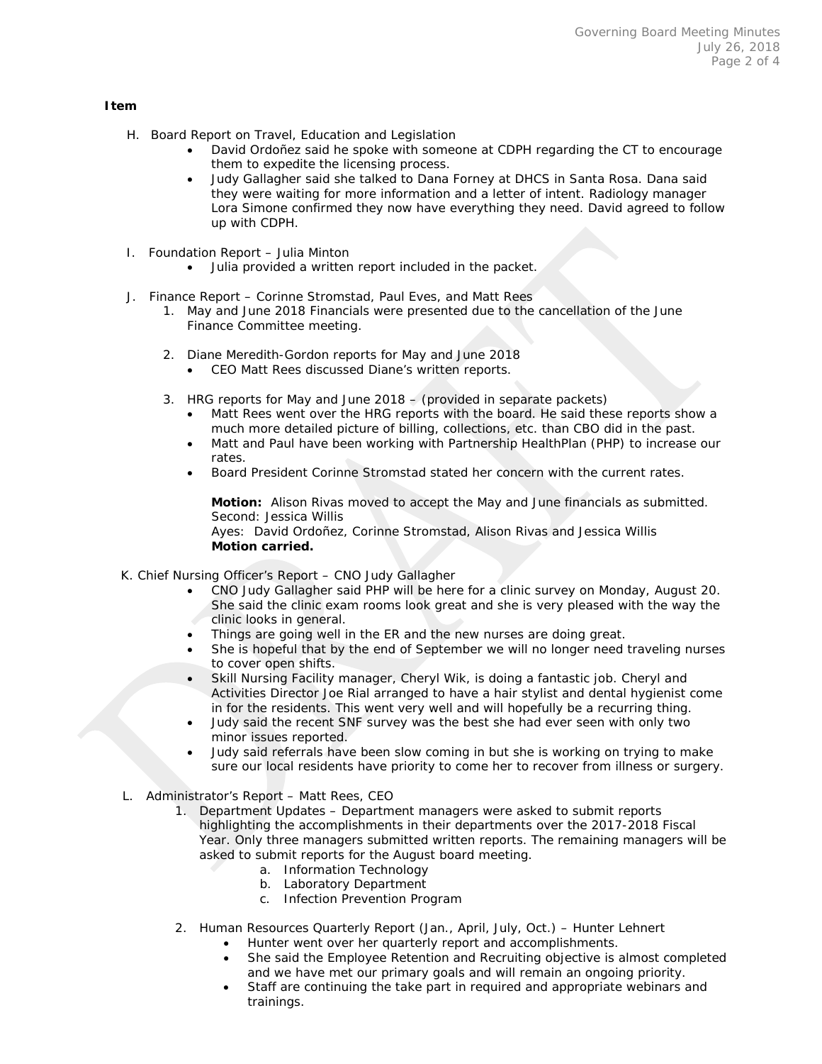**Item**

H. Board Report on Travel, Education and Legislation
  - David Ordoñez said he spoke with someone at CDPH regarding the CT to encourage them to expedite the licensing process.
  - Judy Gallagher said she talked to Dana Forney at DHCS in Santa Rosa. Dana said they were waiting for more information and a letter of intent. Radiology manager Lora Simone confirmed they now have everything they need. David agreed to follow up with CDPH.

I. Foundation Report – Julia Minton
  - Julia provided a written report included in the packet.

J. Finance Report – Corinne Stromstad, Paul Eves, and Matt Rees
  1. May and June 2018 Financials were presented due to the cancellation of the June Finance Committee meeting.

  2. Diane Meredith-Gordon reports for May and June 2018
     - CEO Matt Rees discussed Diane's written reports.

  3. HRG reports for May and June 2018 – (provided in separate packets)
     - Matt Rees went over the HRG reports with the board. He said these reports show a much more detailed picture of billing, collections, etc. than CBO did in the past.
     - Matt and Paul have been working with Partnership HealthPlan (PHP) to increase our rates.
     - Board President Corinne Stromstad stated her concern with the current rates.

     **Motion:** Alison Rivas moved to accept the May and June financials as submitted.
     Second: Jessica Willis
     Ayes: David Ordoñez, Corinne Stromstad, Alison Rivas and Jessica Willis
     **Motion carried.**

K. Chief Nursing Officer's Report – CNO Judy Gallagher
  - CNO Judy Gallagher said PHP will be here for a clinic survey on Monday, August 20. She said the clinic exam rooms look great and she is very pleased with the way the clinic looks in general.
  - Things are going well in the ER and the new nurses are doing great.
  - She is hopeful that by the end of September we will no longer need traveling nurses to cover open shifts.
  - Skill Nursing Facility manager, Cheryl Wik, is doing a fantastic job. Cheryl and Activities Director Joe Rial arranged to have a hair stylist and dental hygienist come in for the residents. This went very well and will hopefully be a recurring thing.
  - Judy said the recent SNF survey was the best she had ever seen with only two minor issues reported.
  - Judy said referrals have been slow coming in but she is working on trying to make sure our local residents have priority to come her to recover from illness or surgery.

L. Administrator's Report – Matt Rees, CEO
  1. Department Updates – Department managers were asked to submit reports highlighting the accomplishments in their departments over the 2017-2018 Fiscal Year. Only three managers submitted written reports. The remaining managers will be asked to submit reports for the August board meeting.
     a. Information Technology
     b. Laboratory Department
     c. Infection Prevention Program

  2. Human Resources Quarterly Report (Jan., April, July, Oct.) – Hunter Lehnert
     - Hunter went over her quarterly report and accomplishments.
     - She said the Employee Retention and Recruiting objective is almost completed and we have met our primary goals and will remain an ongoing priority.
     - Staff are continuing the take part in required and appropriate webinars and trainings.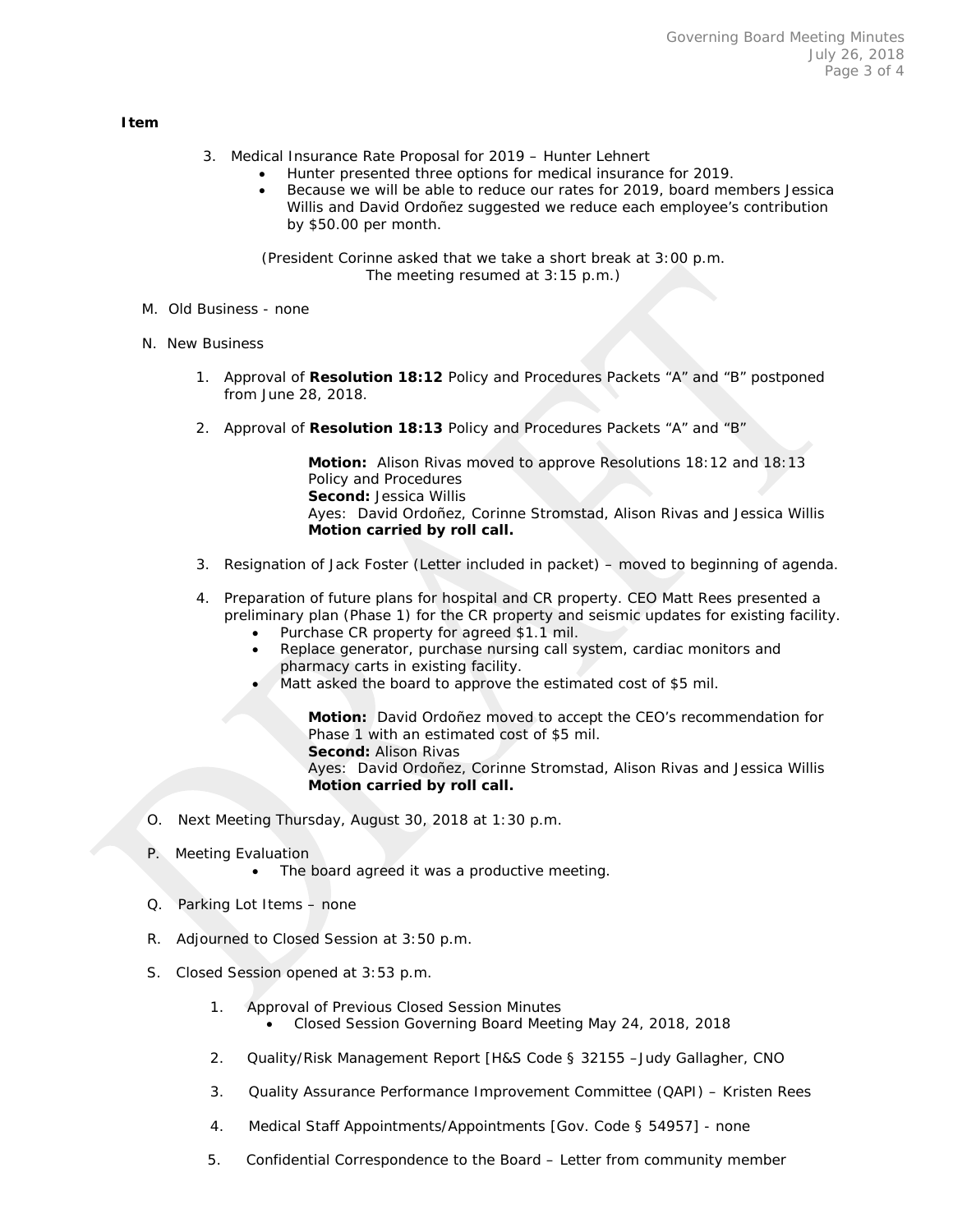**Item**

3. Medical Insurance Rate Proposal for 2019 – Hunter Lehnert
   - Hunter presented three options for medical insurance for 2019.
   - Because we will be able to reduce our rates for 2019, board members Jessica Willis and David Ordoñez suggested we reduce each employee's contribution by $50.00 per month.

(President Corinne asked that we take a short break at 3:00 p.m. The meeting resumed at 3:15 p.m.)

M. Old Business - none

N. New Business

1. Approval of **Resolution 18:12** Policy and Procedures Packets "A" and "B" postponed from June 28, 2018.

2. Approval of **Resolution 18:13** Policy and Procedures Packets "A" and "B"

   **Motion:** Alison Rivas moved to approve Resolutions 18:12 and 18:13 Policy and Procedures
   **Second:** Jessica Willis
   Ayes: David Ordoñez, Corinne Stromstad, Alison Rivas and Jessica Willis
   **Motion carried by roll call.**

3. Resignation of Jack Foster (Letter included in packet) – moved to beginning of agenda.

4. Preparation of future plans for hospital and CR property. CEO Matt Rees presented a preliminary plan (Phase 1) for the CR property and seismic updates for existing facility.
   - Purchase CR property for agreed $1.1 mil.
   - Replace generator, purchase nursing call system, cardiac monitors and pharmacy carts in existing facility.
   - Matt asked the board to approve the estimated cost of $5 mil.

   **Motion:** David Ordoñez moved to accept the CEO's recommendation for Phase 1 with an estimated cost of $5 mil.
   **Second:** Alison Rivas
   Ayes: David Ordoñez, Corinne Stromstad, Alison Rivas and Jessica Willis
   **Motion carried by roll call.**

O. Next Meeting Thursday, August 30, 2018 at 1:30 p.m.

P. Meeting Evaluation
   - The board agreed it was a productive meeting.

Q. Parking Lot Items – none

R. Adjourned to Closed Session at 3:50 p.m.

S. Closed Session opened at 3:53 p.m.

1. Approval of Previous Closed Session Minutes
   - Closed Session Governing Board Meeting May 24, 2018, 2018

2. Quality/Risk Management Report [H&S Code § 32155 –Judy Gallagher, CNO

3. Quality Assurance Performance Improvement Committee (QAPI) – Kristen Rees

4. Medical Staff Appointments/Appointments [Gov. Code § 54957] - none

5. Confidential Correspondence to the Board – Letter from community member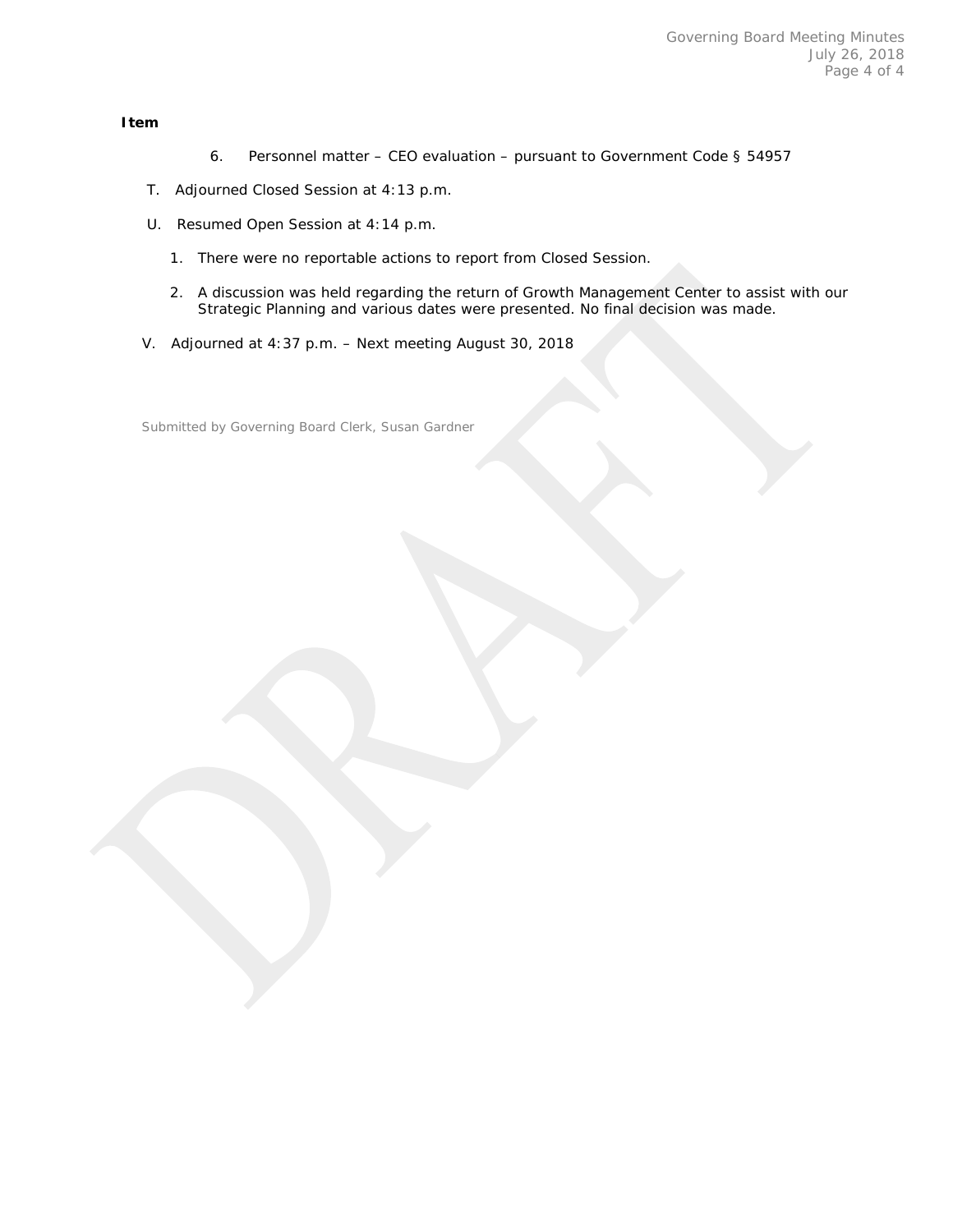**Item**

6. Personnel matter – CEO evaluation – pursuant to Government Code § 54957

T. Adjourned Closed Session at 4:13 p.m.

U. Resumed Open Session at 4:14 p.m.

1. There were no reportable actions to report from Closed Session.

2. A discussion was held regarding the return of Growth Management Center to assist with our Strategic Planning and various dates were presented. No final decision was made.

V. Adjourned at 4:37 p.m. – Next meeting August 30, 2018

Submitted by Governing Board Clerk, Susan Gardner